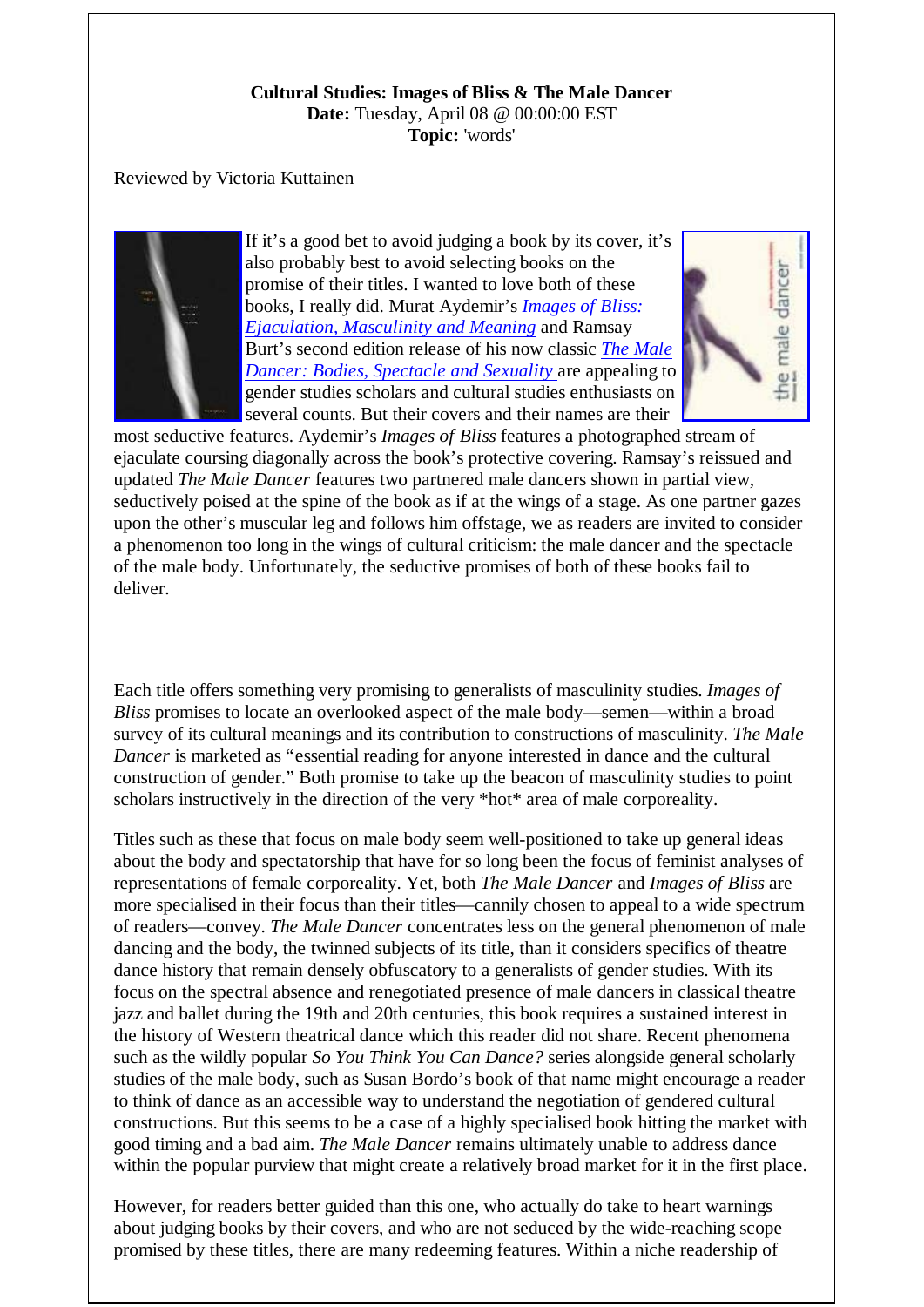**Cultural Studies: Images of Bliss & The Male Dancer**
**Date:** Tuesday, April 08 @ 00:00:00 EST
**Topic:** 'words'

Reviewed by Victoria Kuttainen

If it's a good bet to avoid judging a book by its cover, it's also probably best to avoid selecting books on the promise of their titles. I wanted to love both of these books, I really did. Murat Aydemir's *Images of Bliss: Ejaculation, Masculinity and Meaning* and Ramsay Burt's second edition release of his now classic *The Male Dancer: Bodies, Spectacle and Sexuality* are appealing to gender studies scholars and cultural studies enthusiasts on several counts. But their covers and their names are their most seductive features. Aydemir's *Images of Bliss* features a photographed stream of ejaculate coursing diagonally across the book's protective covering. Ramsay's reissued and updated *The Male Dancer* features two partnered male dancers shown in partial view, seductively poised at the spine of the book as if at the wings of a stage. As one partner gazes upon the other's muscular leg and follows him offstage, we as readers are invited to consider a phenomenon too long in the wings of cultural criticism: the male dancer and the spectacle of the male body. Unfortunately, the seductive promises of both of these books fail to deliver.

Each title offers something very promising to generalists of masculinity studies. *Images of Bliss* promises to locate an overlooked aspect of the male body—semen—within a broad survey of its cultural meanings and its contribution to constructions of masculinity. *The Male Dancer* is marketed as "essential reading for anyone interested in dance and the cultural construction of gender." Both promise to take up the beacon of masculinity studies to point scholars instructively in the direction of the very *hot* area of male corporeality.

Titles such as these that focus on male body seem well-positioned to take up general ideas about the body and spectatorship that have for so long been the focus of feminist analyses of representations of female corporeality. Yet, both *The Male Dancer* and *Images of Bliss* are more specialised in their focus than their titles—cannily chosen to appeal to a wide spectrum of readers—convey. *The Male Dancer* concentrates less on the general phenomenon of male dancing and the body, the twinned subjects of its title, than it considers specifics of theatre dance history that remain densely obfuscatory to a generalists of gender studies. With its focus on the spectral absence and renegotiated presence of male dancers in classical theatre jazz and ballet during the 19th and 20th centuries, this book requires a sustained interest in the history of Western theatrical dance which this reader did not share. Recent phenomena such as the wildly popular *So You Think You Can Dance?* series alongside general scholarly studies of the male body, such as Susan Bordo's book of that name might encourage a reader to think of dance as an accessible way to understand the negotiation of gendered cultural constructions. But this seems to be a case of a highly specialised book hitting the market with good timing and a bad aim. *The Male Dancer* remains ultimately unable to address dance within the popular purview that might create a relatively broad market for it in the first place.

However, for readers better guided than this one, who actually do take to heart warnings about judging books by their covers, and who are not seduced by the wide-reaching scope promised by these titles, there are many redeeming features. Within a niche readership of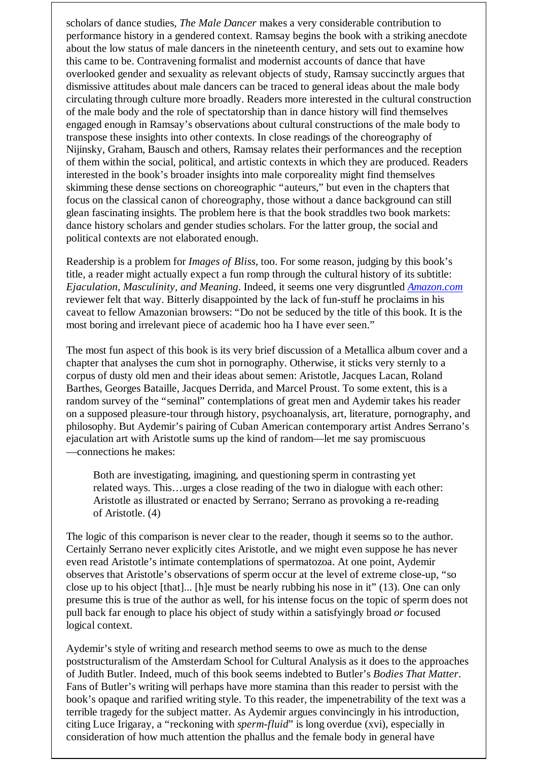scholars of dance studies, *The Male Dancer* makes a very considerable contribution to performance history in a gendered context. Ramsay begins the book with a striking anecdote about the low status of male dancers in the nineteenth century, and sets out to examine how this came to be. Contravening formalist and modernist accounts of dance that have overlooked gender and sexuality as relevant objects of study, Ramsay succinctly argues that dismissive attitudes about male dancers can be traced to general ideas about the male body circulating through culture more broadly. Readers more interested in the cultural construction of the male body and the role of spectatorship than in dance history will find themselves engaged enough in Ramsay's observations about cultural constructions of the male body to transpose these insights into other contexts. In close readings of the choreography of Nijinsky, Graham, Bausch and others, Ramsay relates their performances and the reception of them within the social, political, and artistic contexts in which they are produced. Readers interested in the book's broader insights into male corporeality might find themselves skimming these dense sections on choreographic "auteurs," but even in the chapters that focus on the classical canon of choreography, those without a dance background can still glean fascinating insights. The problem here is that the book straddles two book markets: dance history scholars and gender studies scholars. For the latter group, the social and political contexts are not elaborated enough.

Readership is a problem for *Images of Bliss*, too. For some reason, judging by this book's title, a reader might actually expect a fun romp through the cultural history of its subtitle: *Ejaculation, Masculinity, and Meaning*. Indeed, it seems one very disgruntled *Amazon.com* reviewer felt that way. Bitterly disappointed by the lack of fun-stuff he proclaims in his caveat to fellow Amazonian browsers: "Do not be seduced by the title of this book. It is the most boring and irrelevant piece of academic hoo ha I have ever seen."

The most fun aspect of this book is its very brief discussion of a Metallica album cover and a chapter that analyses the cum shot in pornography. Otherwise, it sticks very sternly to a corpus of dusty old men and their ideas about semen: Aristotle, Jacques Lacan, Roland Barthes, Georges Bataille, Jacques Derrida, and Marcel Proust. To some extent, this is a random survey of the "seminal" contemplations of great men and Aydemir takes his reader on a supposed pleasure-tour through history, psychoanalysis, art, literature, pornography, and philosophy. But Aydemir's pairing of Cuban American contemporary artist Andres Serrano's ejaculation art with Aristotle sums up the kind of random—let me say promiscuous—connections he makes:

> Both are investigating, imagining, and questioning sperm in contrasting yet related ways. This…urges a close reading of the two in dialogue with each other: Aristotle as illustrated or enacted by Serrano; Serrano as provoking a re-reading of Aristotle. (4)

The logic of this comparison is never clear to the reader, though it seems so to the author. Certainly Serrano never explicitly cites Aristotle, and we might even suppose he has never even read Aristotle's intimate contemplations of spermatozoa. At one point, Aydemir observes that Aristotle's observations of sperm occur at the level of extreme close-up, "so close up to his object [that]... [h]e must be nearly rubbing his nose in it" (13). One can only presume this is true of the author as well, for his intense focus on the topic of sperm does not pull back far enough to place his object of study within a satisfyingly broad *or* focused logical context.

Aydemir's style of writing and research method seems to owe as much to the dense poststructuralism of the Amsterdam School for Cultural Analysis as it does to the approaches of Judith Butler. Indeed, much of this book seems indebted to Butler's *Bodies That Matter*. Fans of Butler's writing will perhaps have more stamina than this reader to persist with the book's opaque and rarified writing style. To this reader, the impenetrability of the text was a terrible tragedy for the subject matter. As Aydemir argues convincingly in his introduction, citing Luce Irigaray, a "reckoning with *sperm-fluid*" is long overdue (xvi), especially in consideration of how much attention the phallus and the female body in general have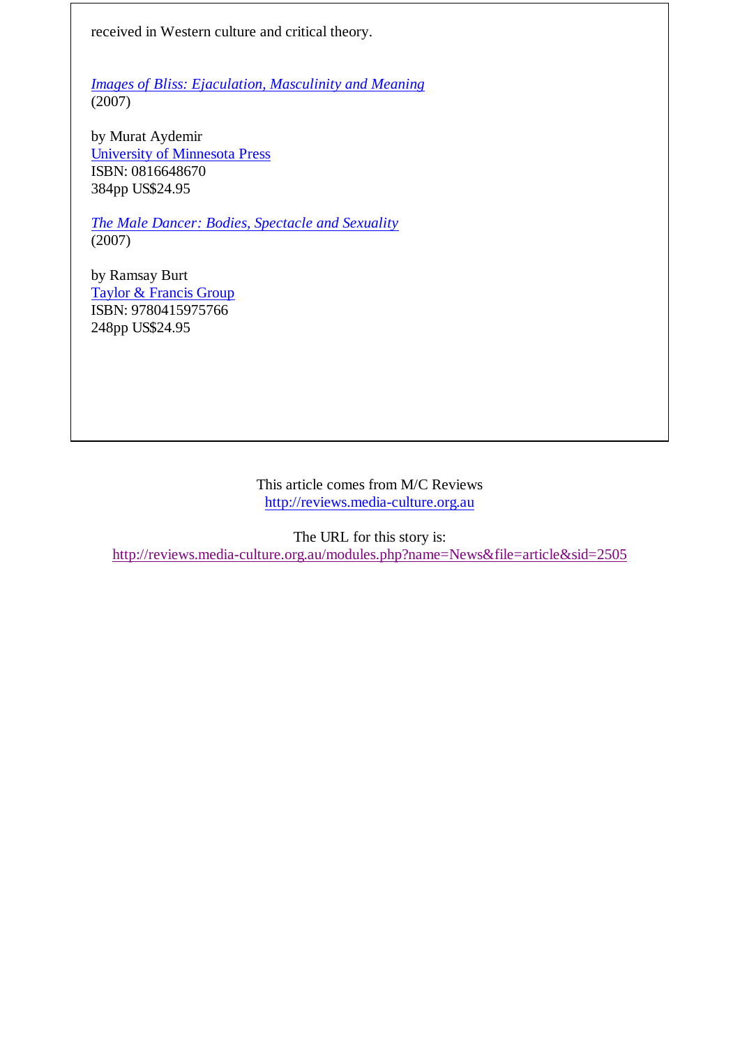received in Western culture and critical theory.

*Images of Bliss: Ejaculation, Masculinity and Meaning* (2007)

by Murat Aydemir
University of Minnesota Press
ISBN: 0816648670
384pp US$24.95

*The Male Dancer: Bodies, Spectacle and Sexuality* (2007)

by Ramsay Burt
Taylor & Francis Group
ISBN: 9780415975766
248pp US$24.95

This article comes from M/C Reviews
http://reviews.media-culture.org.au

The URL for this story is:
http://reviews.media-culture.org.au/modules.php?name=News&file=article&sid=2505